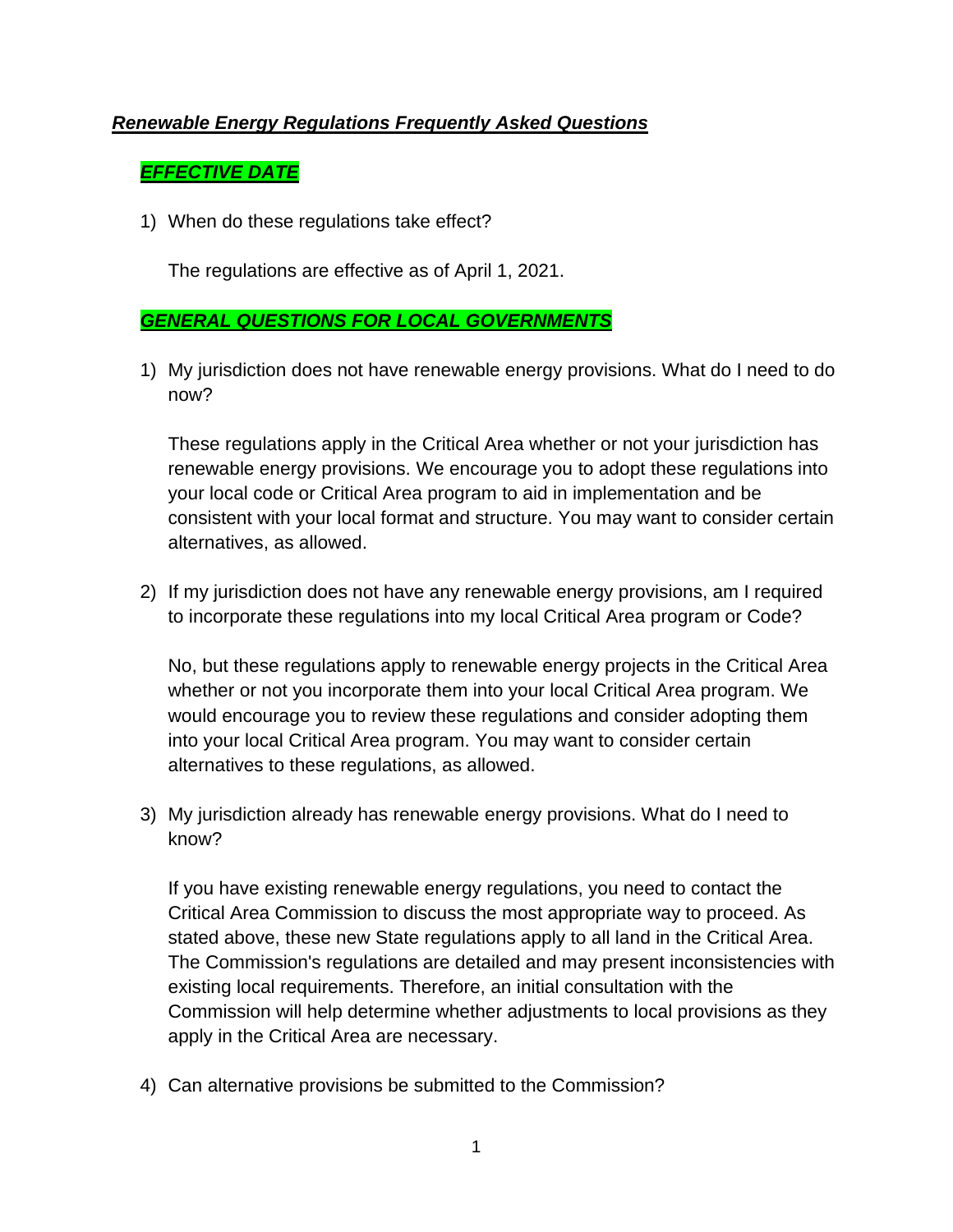# ***Renewable Energy Regulations Frequently Asked Questions***

## ***EFFECTIVE DATE***

1) When do these regulations take effect?

   The regulations are effective as of April 1, 2021.

## ***GENERAL QUESTIONS FOR LOCAL GOVERNMENTS***

1) My jurisdiction does not have renewable energy provisions. What do I need to do now?

   These regulations apply in the Critical Area whether or not your jurisdiction has renewable energy provisions. We encourage you to adopt these regulations into your local code or Critical Area program to aid in implementation and be consistent with your local format and structure. You may want to consider certain alternatives, as allowed.

2) If my jurisdiction does not have any renewable energy provisions, am I required to incorporate these regulations into my local Critical Area program or Code?

   No, but these regulations apply to renewable energy projects in the Critical Area whether or not you incorporate them into your local Critical Area program. We would encourage you to review these regulations and consider adopting them into your local Critical Area program. You may want to consider certain alternatives to these regulations, as allowed.

3) My jurisdiction already has renewable energy provisions. What do I need to know?

   If you have existing renewable energy regulations, you need to contact the Critical Area Commission to discuss the most appropriate way to proceed. As stated above, these new State regulations apply to all land in the Critical Area. The Commission's regulations are detailed and may present inconsistencies with existing local requirements. Therefore, an initial consultation with the Commission will help determine whether adjustments to local provisions as they apply in the Critical Area are necessary.

4) Can alternative provisions be submitted to the Commission?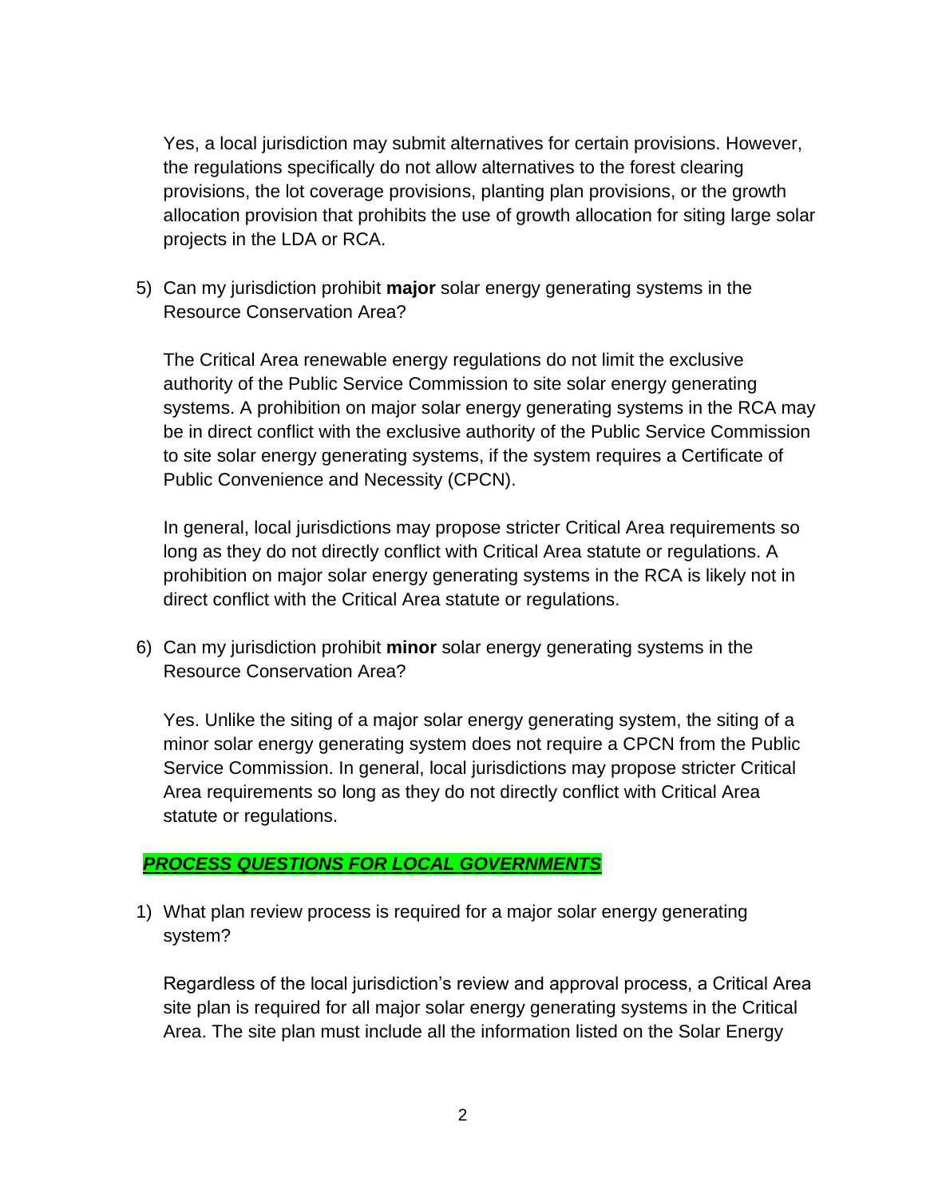Yes, a local jurisdiction may submit alternatives for certain provisions. However, the regulations specifically do not allow alternatives to the forest clearing provisions, the lot coverage provisions, planting plan provisions, or the growth allocation provision that prohibits the use of growth allocation for siting large solar projects in the LDA or RCA.

5) Can my jurisdiction prohibit **major** solar energy generating systems in the Resource Conservation Area?

   The Critical Area renewable energy regulations do not limit the exclusive authority of the Public Service Commission to site solar energy generating systems. A prohibition on major solar energy generating systems in the RCA may be in direct conflict with the exclusive authority of the Public Service Commission to site solar energy generating systems, if the system requires a Certificate of Public Convenience and Necessity (CPCN).

   In general, local jurisdictions may propose stricter Critical Area requirements so long as they do not directly conflict with Critical Area statute or regulations. A prohibition on major solar energy generating systems in the RCA is likely not in direct conflict with the Critical Area statute or regulations.

6) Can my jurisdiction prohibit **minor** solar energy generating systems in the Resource Conservation Area?

   Yes. Unlike the siting of a major solar energy generating system, the siting of a minor solar energy generating system does not require a CPCN from the Public Service Commission. In general, local jurisdictions may propose stricter Critical Area requirements so long as they do not directly conflict with Critical Area statute or regulations.

## ***PROCESS QUESTIONS FOR LOCAL GOVERNMENTS***

1) What plan review process is required for a major solar energy generating system?

   Regardless of the local jurisdiction's review and approval process, a Critical Area site plan is required for all major solar energy generating systems in the Critical Area. The site plan must include all the information listed on the Solar Energy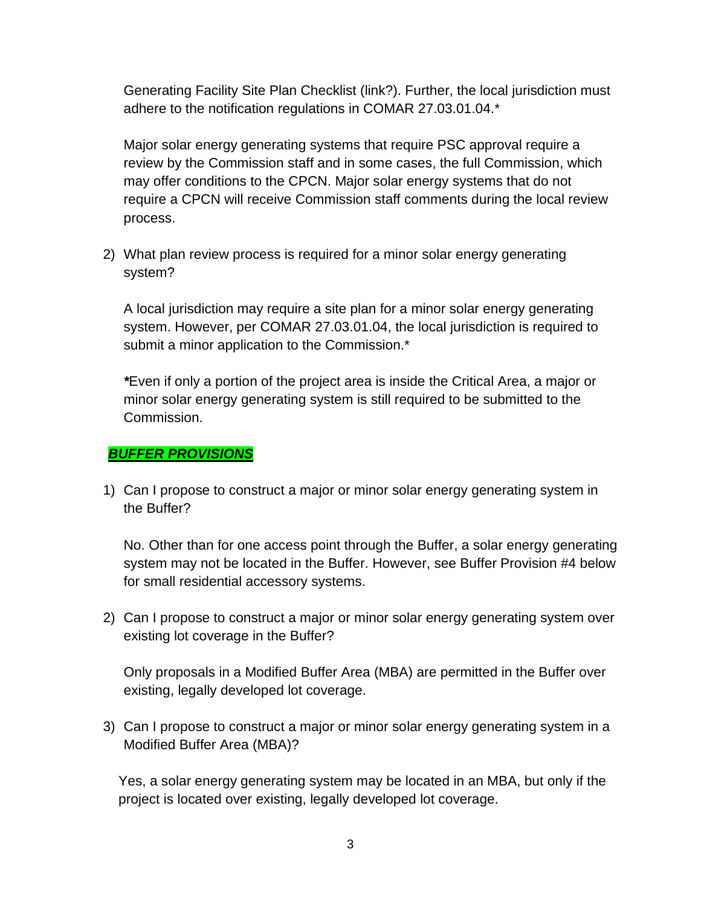Generating Facility Site Plan Checklist (link?). Further, the local jurisdiction must adhere to the notification regulations in COMAR 27.03.01.04.*

Major solar energy generating systems that require PSC approval require a review by the Commission staff and in some cases, the full Commission, which may offer conditions to the CPCN. Major solar energy systems that do not require a CPCN will receive Commission staff comments during the local review process.

2) What plan review process is required for a minor solar energy generating system?

   A local jurisdiction may require a site plan for a minor solar energy generating system. However, per COMAR 27.03.01.04, the local jurisdiction is required to submit a minor application to the Commission.*

   ***Even if only a portion of the project area is inside the Critical Area, a major or minor solar energy generating system is still required to be submitted to the Commission.

## ***BUFFER PROVISIONS***

1) Can I propose to construct a major or minor solar energy generating system in the Buffer?

   No. Other than for one access point through the Buffer, a solar energy generating system may not be located in the Buffer. However, see Buffer Provision #4 below for small residential accessory systems.

2) Can I propose to construct a major or minor solar energy generating system over existing lot coverage in the Buffer?

   Only proposals in a Modified Buffer Area (MBA) are permitted in the Buffer over existing, legally developed lot coverage.

3) Can I propose to construct a major or minor solar energy generating system in a Modified Buffer Area (MBA)?

   Yes, a solar energy generating system may be located in an MBA, but only if the project is located over existing, legally developed lot coverage.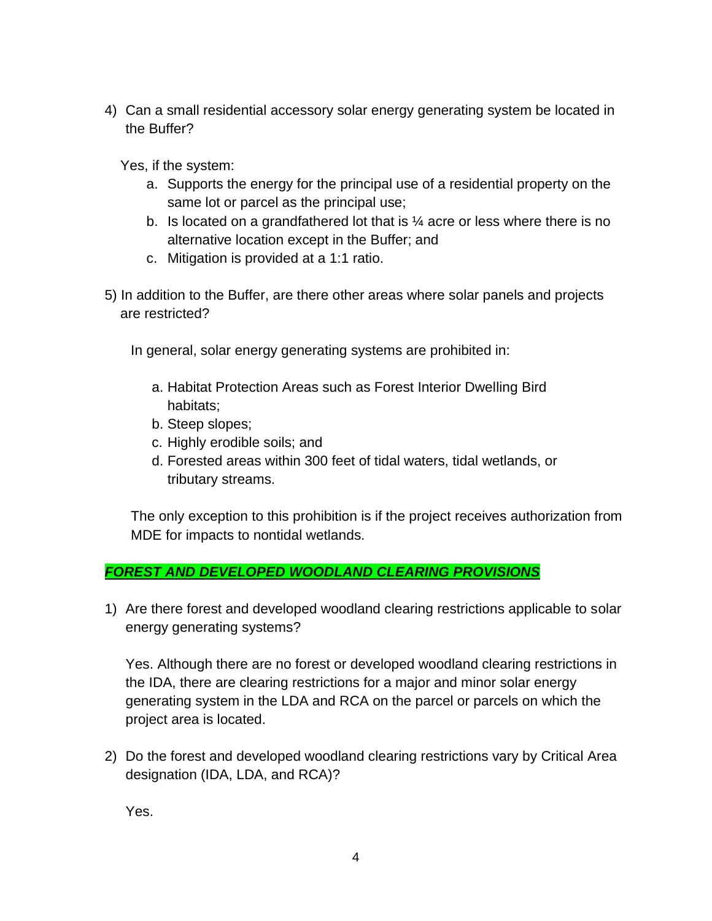4) Can a small residential accessory solar energy generating system be located in the Buffer?

   Yes, if the system:

   a. Supports the energy for the principal use of a residential property on the same lot or parcel as the principal use;
   b. Is located on a grandfathered lot that is ¼ acre or less where there is no alternative location except in the Buffer; and
   c. Mitigation is provided at a 1:1 ratio.

5) In addition to the Buffer, are there other areas where solar panels and projects are restricted?

   In general, solar energy generating systems are prohibited in:

   a. Habitat Protection Areas such as Forest Interior Dwelling Bird habitats;
   b. Steep slopes;
   c. Highly erodible soils; and
   d. Forested areas within 300 feet of tidal waters, tidal wetlands, or tributary streams.

   The only exception to this prohibition is if the project receives authorization from MDE for impacts to nontidal wetlands.

## ***FOREST AND DEVELOPED WOODLAND CLEARING PROVISIONS***

1) Are there forest and developed woodland clearing restrictions applicable to solar energy generating systems?

   Yes. Although there are no forest or developed woodland clearing restrictions in the IDA, there are clearing restrictions for a major and minor solar energy generating system in the LDA and RCA on the parcel or parcels on which the project area is located.

2) Do the forest and developed woodland clearing restrictions vary by Critical Area designation (IDA, LDA, and RCA)?

   Yes.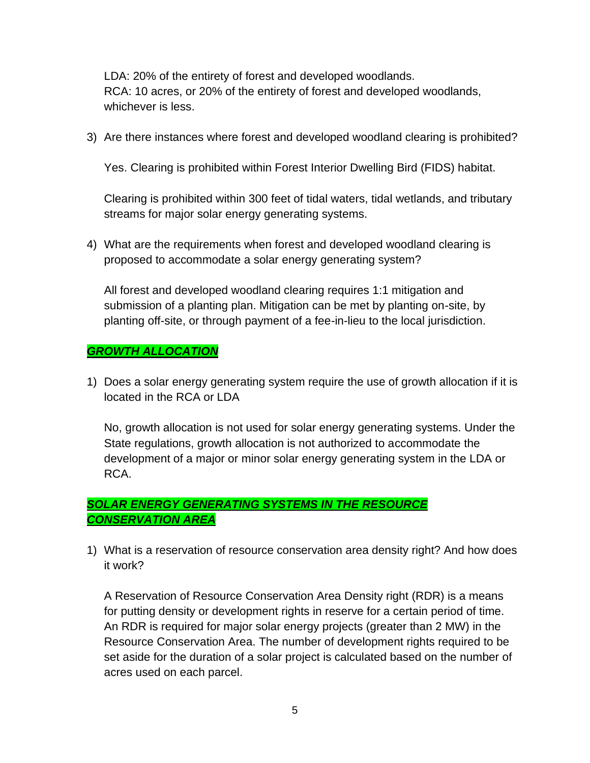LDA: 20% of the entirety of forest and developed woodlands.
RCA: 10 acres, or 20% of the entirety of forest and developed woodlands, whichever is less.

3) Are there instances where forest and developed woodland clearing is prohibited?

   Yes. Clearing is prohibited within Forest Interior Dwelling Bird (FIDS) habitat.

   Clearing is prohibited within 300 feet of tidal waters, tidal wetlands, and tributary streams for major solar energy generating systems.

4) What are the requirements when forest and developed woodland clearing is proposed to accommodate a solar energy generating system?

   All forest and developed woodland clearing requires 1:1 mitigation and submission of a planting plan. Mitigation can be met by planting on-site, by planting off-site, or through payment of a fee-in-lieu to the local jurisdiction.

## ***GROWTH ALLOCATION***

1) Does a solar energy generating system require the use of growth allocation if it is located in the RCA or LDA

   No, growth allocation is not used for solar energy generating systems. Under the State regulations, growth allocation is not authorized to accommodate the development of a major or minor solar energy generating system in the LDA or RCA.

## ***SOLAR ENERGY GENERATING SYSTEMS IN THE RESOURCE CONSERVATION AREA***

1) What is a reservation of resource conservation area density right? And how does it work?

   A Reservation of Resource Conservation Area Density right (RDR) is a means for putting density or development rights in reserve for a certain period of time. An RDR is required for major solar energy projects (greater than 2 MW) in the Resource Conservation Area. The number of development rights required to be set aside for the duration of a solar project is calculated based on the number of acres used on each parcel.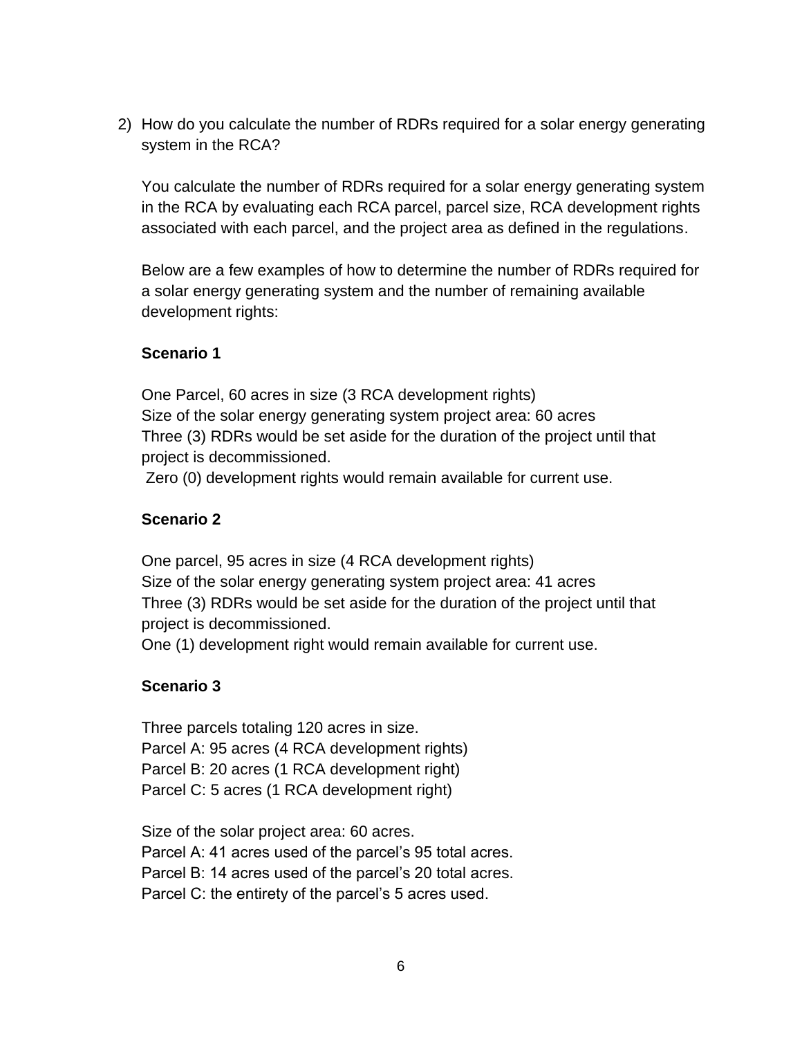2) How do you calculate the number of RDRs required for a solar energy generating system in the RCA?

   You calculate the number of RDRs required for a solar energy generating system in the RCA by evaluating each RCA parcel, parcel size, RCA development rights associated with each parcel, and the project area as defined in the regulations.

   Below are a few examples of how to determine the number of RDRs required for a solar energy generating system and the number of remaining available development rights:

   **Scenario 1**

   One Parcel, 60 acres in size (3 RCA development rights)
   Size of the solar energy generating system project area: 60 acres
   Three (3) RDRs would be set aside for the duration of the project until that project is decommissioned.
   Zero (0) development rights would remain available for current use.

   **Scenario 2**

   One parcel, 95 acres in size (4 RCA development rights)
   Size of the solar energy generating system project area: 41 acres
   Three (3) RDRs would be set aside for the duration of the project until that project is decommissioned.
   One (1) development right would remain available for current use.

   **Scenario 3**

   Three parcels totaling 120 acres in size.
   Parcel A: 95 acres (4 RCA development rights)
   Parcel B: 20 acres (1 RCA development right)
   Parcel C: 5 acres (1 RCA development right)

   Size of the solar project area: 60 acres.
   Parcel A: 41 acres used of the parcel's 95 total acres.
   Parcel B: 14 acres used of the parcel's 20 total acres.
   Parcel C: the entirety of the parcel's 5 acres used.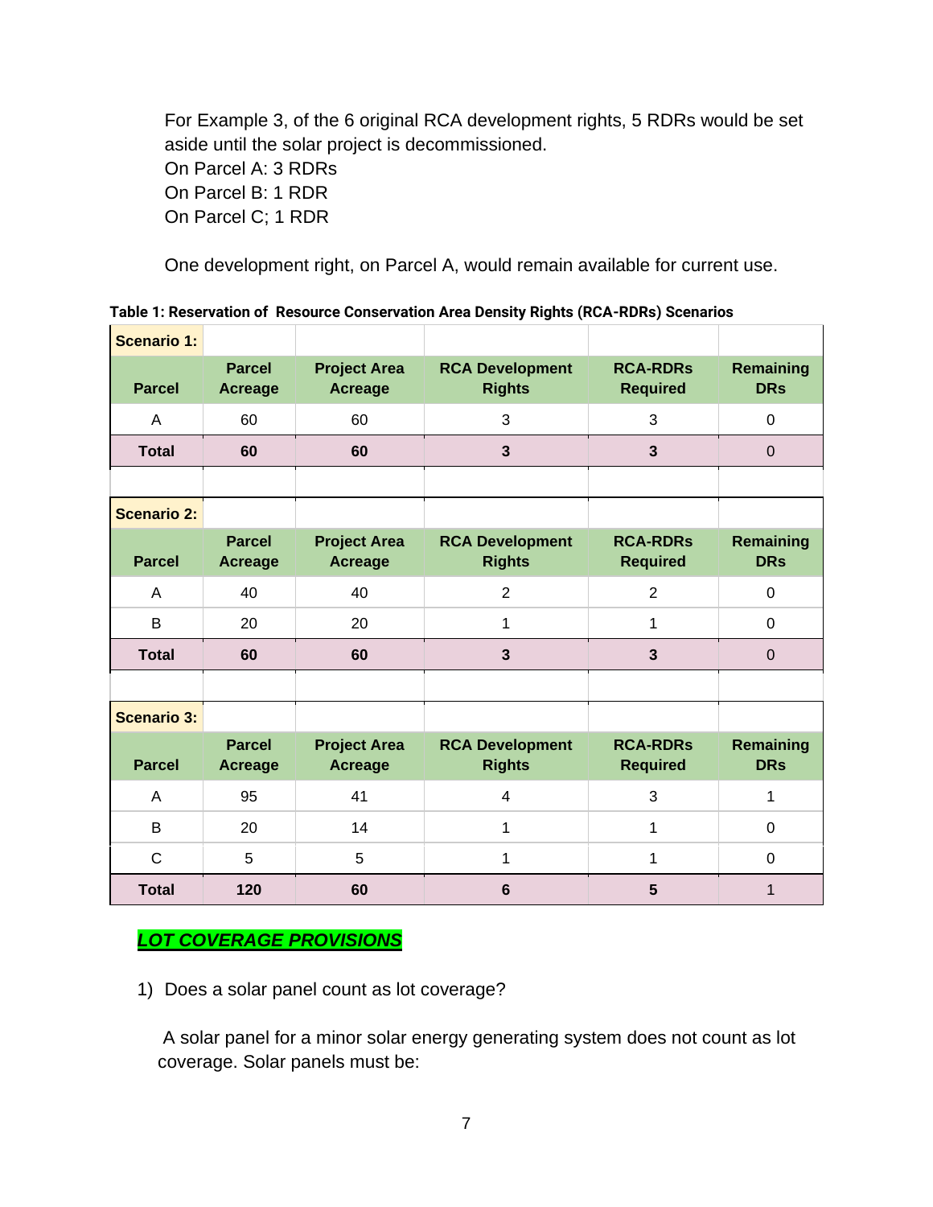For Example 3, of the 6 original RCA development rights, 5 RDRs would be set aside until the solar project is decommissioned.
On Parcel A: 3 RDRs
On Parcel B: 1 RDR
On Parcel C; 1 RDR

One development right, on Parcel A, would remain available for current use.

**Table 1: Reservation of Resource Conservation Area Density Rights (RCA-RDRs) Scenarios**

| **Scenario 1:** | | | | | |
|---|---|---|---|---|---|
| **Parcel** | **Parcel Acreage** | **Project Area Acreage** | **RCA Development Rights** | **RCA-RDRs Required** | **Remaining DRs** |
| A | 60 | 60 | 3 | 3 | 0 |
| **Total** | **60** | **60** | **3** | **3** | 0 |

| **Scenario 2:** | | | | | |
|---|---|---|---|---|---|
| **Parcel** | **Parcel Acreage** | **Project Area Acreage** | **RCA Development Rights** | **RCA-RDRs Required** | **Remaining DRs** |
| A | 40 | 40 | 2 | 2 | 0 |
| B | 20 | 20 | 1 | 1 | 0 |
| **Total** | **60** | **60** | **3** | **3** | 0 |

| **Scenario 3:** | | | | | |
|---|---|---|---|---|---|
| **Parcel** | **Parcel Acreage** | **Project Area Acreage** | **RCA Development Rights** | **RCA-RDRs Required** | **Remaining DRs** |
| A | 95 | 41 | 4 | 3 | 1 |
| B | 20 | 14 | 1 | 1 | 0 |
| C | 5 | 5 | 1 | 1 | 0 |
| **Total** | **120** | **60** | **6** | **5** | 1 |

## ***LOT COVERAGE PROVISIONS***

1) Does a solar panel count as lot coverage?

A solar panel for a minor solar energy generating system does not count as lot coverage. Solar panels must be: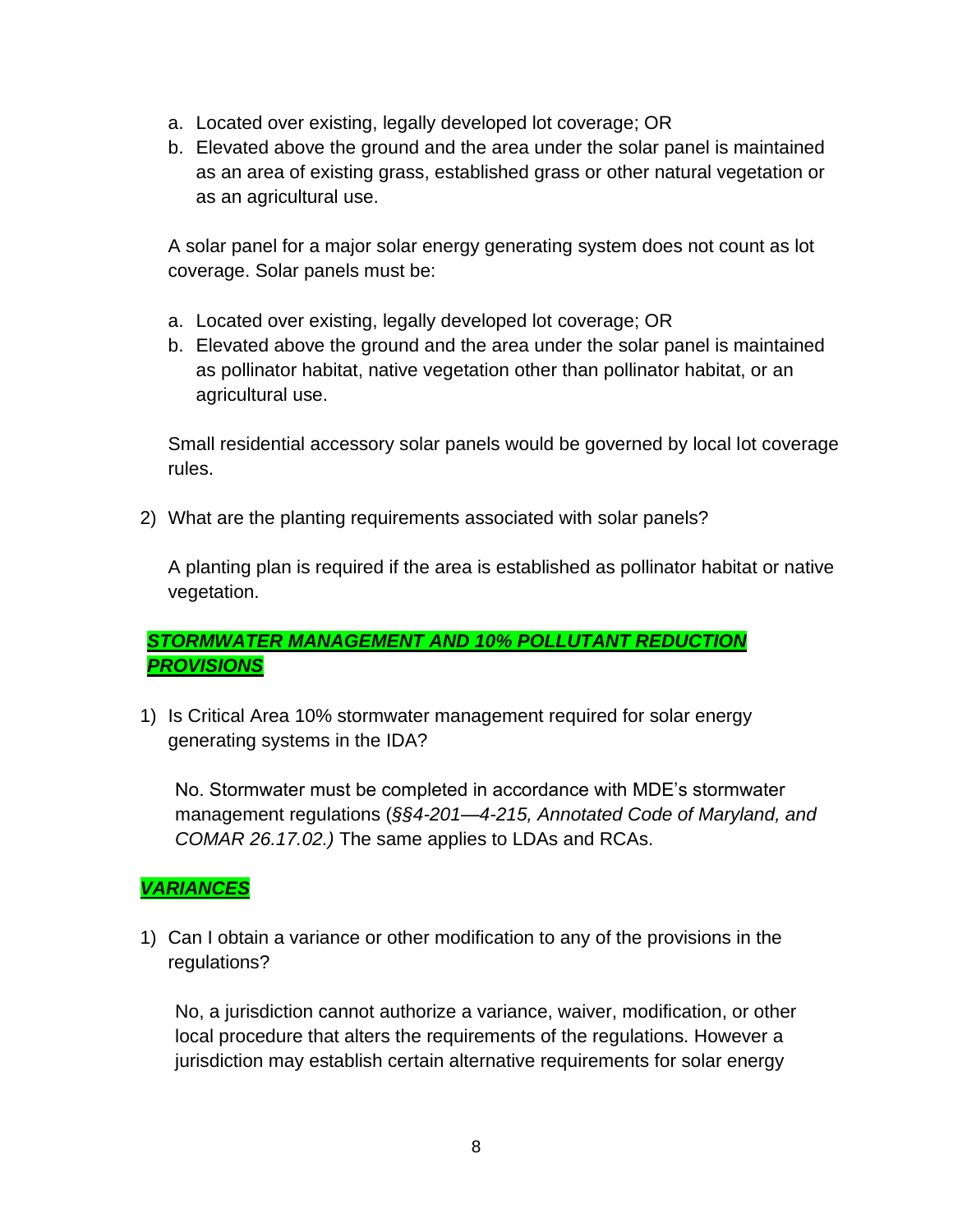a. Located over existing, legally developed lot coverage; OR
b. Elevated above the ground and the area under the solar panel is maintained as an area of existing grass, established grass or other natural vegetation or as an agricultural use.

A solar panel for a major solar energy generating system does not count as lot coverage. Solar panels must be:

a. Located over existing, legally developed lot coverage; OR
b. Elevated above the ground and the area under the solar panel is maintained as pollinator habitat, native vegetation other than pollinator habitat, or an agricultural use.

Small residential accessory solar panels would be governed by local lot coverage rules.

2) What are the planting requirements associated with solar panels?

A planting plan is required if the area is established as pollinator habitat or native vegetation.

## ***STORMWATER MANAGEMENT AND 10% POLLUTANT REDUCTION PROVISIONS***

1) Is Critical Area 10% stormwater management required for solar energy generating systems in the IDA?

No. Stormwater must be completed in accordance with MDE's stormwater management regulations (*§§4-201—4-215, Annotated Code of Maryland, and COMAR 26.17.02.)* The same applies to LDAs and RCAs.

## ***VARIANCES***

1) Can I obtain a variance or other modification to any of the provisions in the regulations?

No, a jurisdiction cannot authorize a variance, waiver, modification, or other local procedure that alters the requirements of the regulations. However a jurisdiction may establish certain alternative requirements for solar energy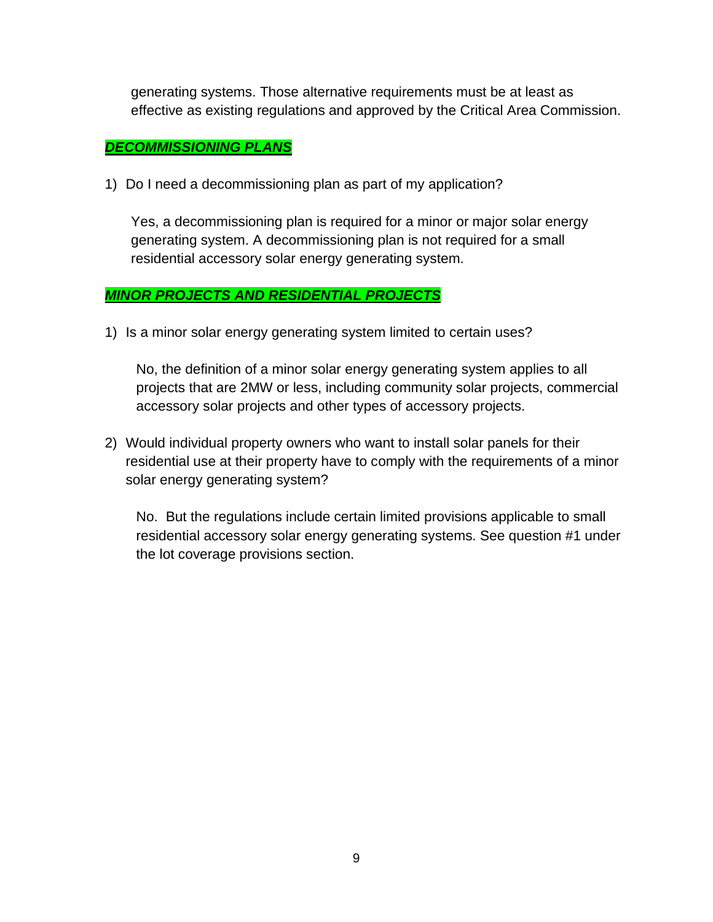generating systems. Those alternative requirements must be at least as effective as existing regulations and approved by the Critical Area Commission.

## ***DECOMMISSIONING PLANS***

1) Do I need a decommissioning plan as part of my application?

   Yes, a decommissioning plan is required for a minor or major solar energy generating system. A decommissioning plan is not required for a small residential accessory solar energy generating system.

## ***MINOR PROJECTS AND RESIDENTIAL PROJECTS***

1) Is a minor solar energy generating system limited to certain uses?

   No, the definition of a minor solar energy generating system applies to all projects that are 2MW or less, including community solar projects, commercial accessory solar projects and other types of accessory projects.

2) Would individual property owners who want to install solar panels for their residential use at their property have to comply with the requirements of a minor solar energy generating system?

   No. But the regulations include certain limited provisions applicable to small residential accessory solar energy generating systems. See question #1 under the lot coverage provisions section.